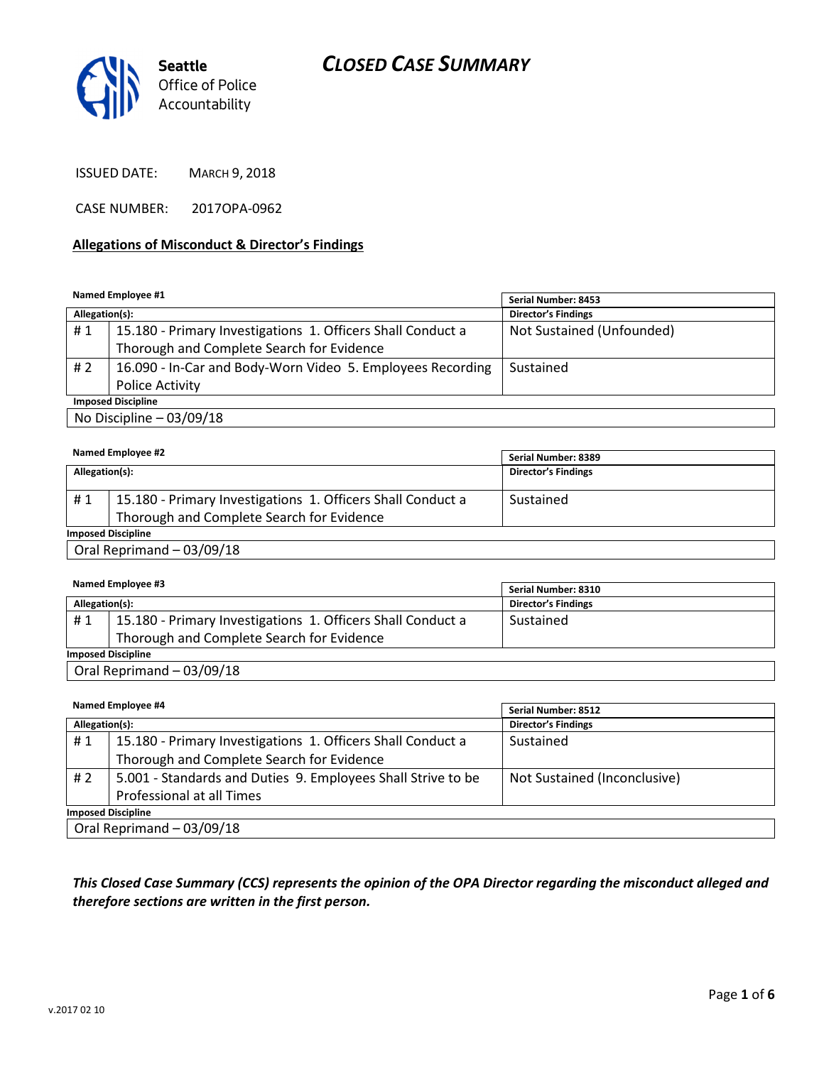Seattle Office of Police Accountability

# CLOSED CASE SUMMARY

ISSUED DATE: MARCH 9, 2018

CASE NUMBER: 2017OPA-0962

## Allegations of Misconduct & Director's Findings

**Named Employee #1**

| Allegation(s): | | Serial Number: 8453 |
|---|---|---|
| | | **Director's Findings** |
| # 1 | 15.180 - Primary Investigations 1. Officers Shall Conduct a Thorough and Complete Search for Evidence | Not Sustained (Unfounded) |
| # 2 | 16.090 - In-Car and Body-Worn Video 5. Employees Recording Police Activity | Sustained |

**Imposed Discipline**

No Discipline – 03/09/18

**Named Employee #2**

| Allegation(s): | | Serial Number: 8389 |
|---|---|---|
| | | **Director's Findings** |
| # 1 | 15.180 - Primary Investigations 1. Officers Shall Conduct a Thorough and Complete Search for Evidence | Sustained |

**Imposed Discipline**

Oral Reprimand – 03/09/18

**Named Employee #3**

| Allegation(s): | | Serial Number: 8310 |
|---|---|---|
| | | **Director's Findings** |
| # 1 | 15.180 - Primary Investigations 1. Officers Shall Conduct a Thorough and Complete Search for Evidence | Sustained |

**Imposed Discipline**

Oral Reprimand – 03/09/18

**Named Employee #4**

| Allegation(s): | | Serial Number: 8512 |
|---|---|---|
| | | **Director's Findings** |
| # 1 | 15.180 - Primary Investigations 1. Officers Shall Conduct a Thorough and Complete Search for Evidence | Sustained |
| # 2 | 5.001 - Standards and Duties 9. Employees Shall Strive to be Professional at all Times | Not Sustained (Inconclusive) |

**Imposed Discipline**

Oral Reprimand – 03/09/18

***This Closed Case Summary (CCS) represents the opinion of the OPA Director regarding the misconduct alleged and therefore sections are written in the first person.***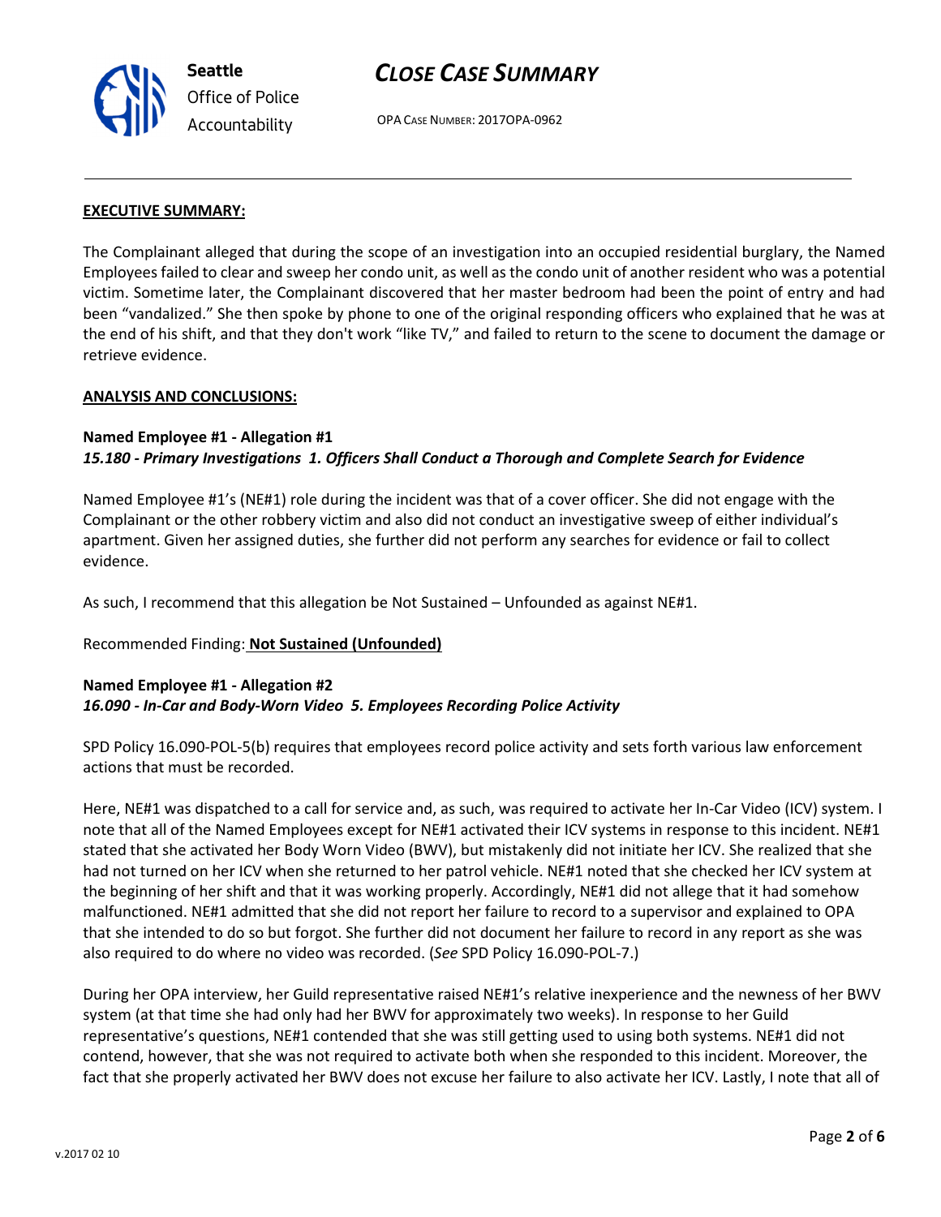**EXECUTIVE SUMMARY:**

The Complainant alleged that during the scope of an investigation into an occupied residential burglary, the Named Employees failed to clear and sweep her condo unit, as well as the condo unit of another resident who was a potential victim. Sometime later, the Complainant discovered that her master bedroom had been the point of entry and had been "vandalized." She then spoke by phone to one of the original responding officers who explained that he was at the end of his shift, and that they don't work "like TV," and failed to return to the scene to document the damage or retrieve evidence.

**ANALYSIS AND CONCLUSIONS:**

**Named Employee #1 - Allegation #1**
***15.180 - Primary Investigations 1. Officers Shall Conduct a Thorough and Complete Search for Evidence***

Named Employee #1's (NE#1) role during the incident was that of a cover officer. She did not engage with the Complainant or the other robbery victim and also did not conduct an investigative sweep of either individual's apartment. Given her assigned duties, she further did not perform any searches for evidence or fail to collect evidence.

As such, I recommend that this allegation be Not Sustained – Unfounded as against NE#1.

Recommended Finding: **Not Sustained (Unfounded)**

**Named Employee #1 - Allegation #2**
***16.090 - In-Car and Body-Worn Video 5. Employees Recording Police Activity***

SPD Policy 16.090-POL-5(b) requires that employees record police activity and sets forth various law enforcement actions that must be recorded.

Here, NE#1 was dispatched to a call for service and, as such, was required to activate her In-Car Video (ICV) system. I note that all of the Named Employees except for NE#1 activated their ICV systems in response to this incident. NE#1 stated that she activated her Body Worn Video (BWV), but mistakenly did not initiate her ICV. She realized that she had not turned on her ICV when she returned to her patrol vehicle. NE#1 noted that she checked her ICV system at the beginning of her shift and that it was working properly. Accordingly, NE#1 did not allege that it had somehow malfunctioned. NE#1 admitted that she did not report her failure to record to a supervisor and explained to OPA that she intended to do so but forgot. She further did not document her failure to record in any report as she was also required to do where no video was recorded. (*See* SPD Policy 16.090-POL-7.)

During her OPA interview, her Guild representative raised NE#1's relative inexperience and the newness of her BWV system (at that time she had only had her BWV for approximately two weeks). In response to her Guild representative's questions, NE#1 contended that she was still getting used to using both systems. NE#1 did not contend, however, that she was not required to activate both when she responded to this incident. Moreover, the fact that she properly activated her BWV does not excuse her failure to also activate her ICV. Lastly, I note that all of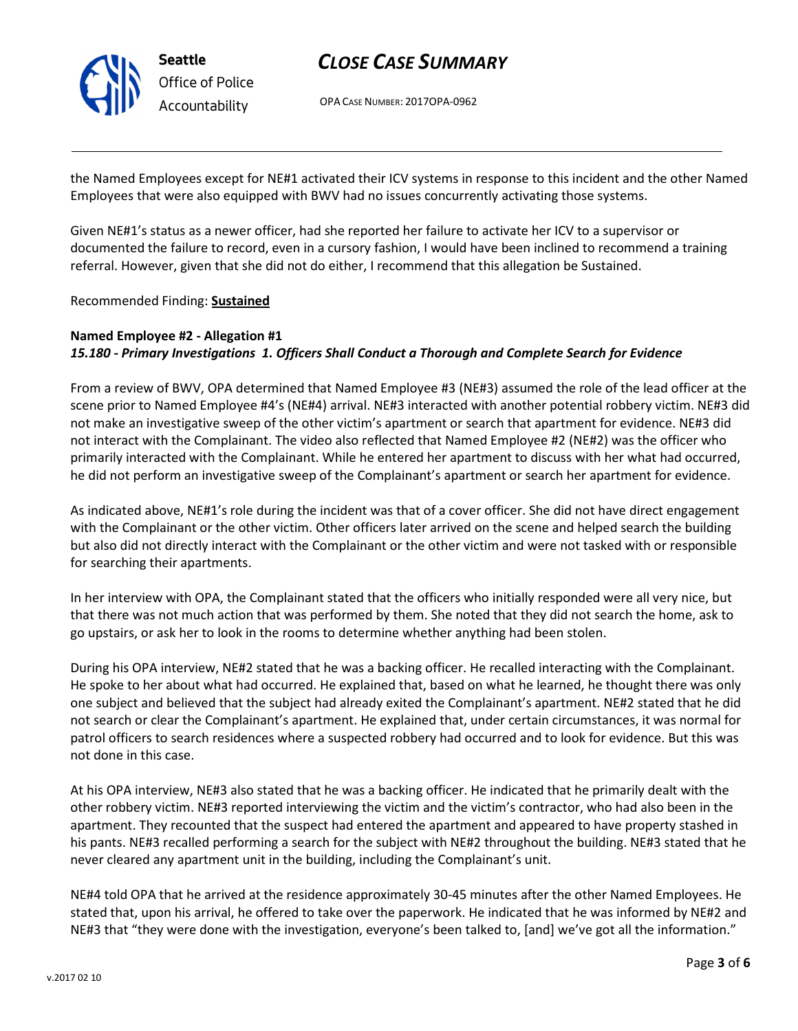the Named Employees except for NE#1 activated their ICV systems in response to this incident and the other Named Employees that were also equipped with BWV had no issues concurrently activating those systems.

Given NE#1's status as a newer officer, had she reported her failure to activate her ICV to a supervisor or documented the failure to record, even in a cursory fashion, I would have been inclined to recommend a training referral. However, given that she did not do either, I recommend that this allegation be Sustained.

Recommended Finding: **Sustained**

**Named Employee #2 - Allegation #1**
***15.180 - Primary Investigations 1. Officers Shall Conduct a Thorough and Complete Search for Evidence***

From a review of BWV, OPA determined that Named Employee #3 (NE#3) assumed the role of the lead officer at the scene prior to Named Employee #4's (NE#4) arrival. NE#3 interacted with another potential robbery victim. NE#3 did not make an investigative sweep of the other victim's apartment or search that apartment for evidence. NE#3 did not interact with the Complainant. The video also reflected that Named Employee #2 (NE#2) was the officer who primarily interacted with the Complainant. While he entered her apartment to discuss with her what had occurred, he did not perform an investigative sweep of the Complainant's apartment or search her apartment for evidence.

As indicated above, NE#1's role during the incident was that of a cover officer. She did not have direct engagement with the Complainant or the other victim. Other officers later arrived on the scene and helped search the building but also did not directly interact with the Complainant or the other victim and were not tasked with or responsible for searching their apartments.

In her interview with OPA, the Complainant stated that the officers who initially responded were all very nice, but that there was not much action that was performed by them. She noted that they did not search the home, ask to go upstairs, or ask her to look in the rooms to determine whether anything had been stolen.

During his OPA interview, NE#2 stated that he was a backing officer. He recalled interacting with the Complainant. He spoke to her about what had occurred. He explained that, based on what he learned, he thought there was only one subject and believed that the subject had already exited the Complainant's apartment. NE#2 stated that he did not search or clear the Complainant's apartment. He explained that, under certain circumstances, it was normal for patrol officers to search residences where a suspected robbery had occurred and to look for evidence. But this was not done in this case.

At his OPA interview, NE#3 also stated that he was a backing officer. He indicated that he primarily dealt with the other robbery victim. NE#3 reported interviewing the victim and the victim's contractor, who had also been in the apartment. They recounted that the suspect had entered the apartment and appeared to have property stashed in his pants. NE#3 recalled performing a search for the subject with NE#2 throughout the building. NE#3 stated that he never cleared any apartment unit in the building, including the Complainant's unit.

NE#4 told OPA that he arrived at the residence approximately 30-45 minutes after the other Named Employees. He stated that, upon his arrival, he offered to take over the paperwork. He indicated that he was informed by NE#2 and NE#3 that "they were done with the investigation, everyone's been talked to, [and] we've got all the information."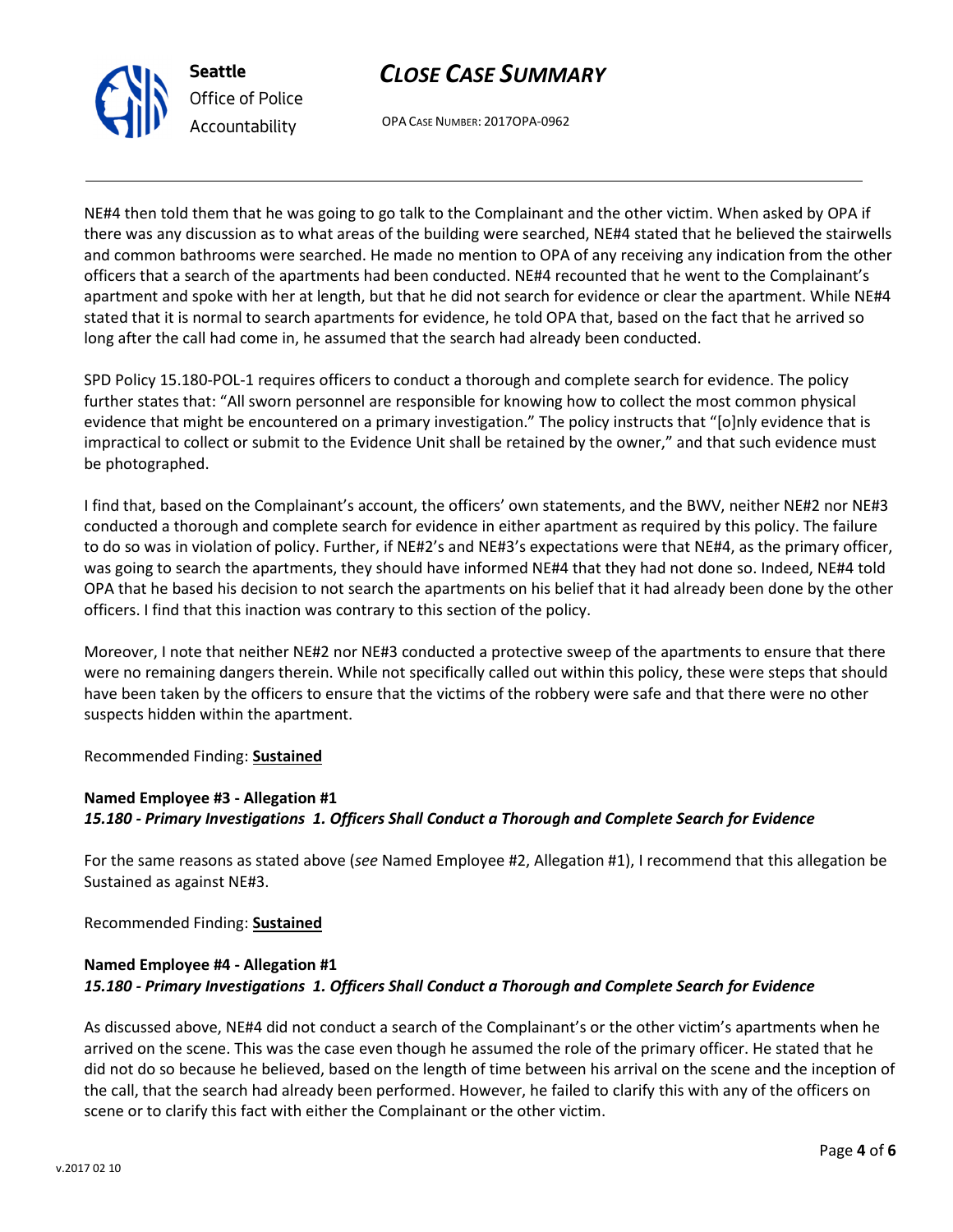NE#4 then told them that he was going to go talk to the Complainant and the other victim. When asked by OPA if there was any discussion as to what areas of the building were searched, NE#4 stated that he believed the stairwells and common bathrooms were searched. He made no mention to OPA of any receiving any indication from the other officers that a search of the apartments had been conducted. NE#4 recounted that he went to the Complainant's apartment and spoke with her at length, but that he did not search for evidence or clear the apartment. While NE#4 stated that it is normal to search apartments for evidence, he told OPA that, based on the fact that he arrived so long after the call had come in, he assumed that the search had already been conducted.

SPD Policy 15.180-POL-1 requires officers to conduct a thorough and complete search for evidence. The policy further states that: "All sworn personnel are responsible for knowing how to collect the most common physical evidence that might be encountered on a primary investigation." The policy instructs that "[o]nly evidence that is impractical to collect or submit to the Evidence Unit shall be retained by the owner," and that such evidence must be photographed.

I find that, based on the Complainant's account, the officers' own statements, and the BWV, neither NE#2 nor NE#3 conducted a thorough and complete search for evidence in either apartment as required by this policy. The failure to do so was in violation of policy. Further, if NE#2's and NE#3's expectations were that NE#4, as the primary officer, was going to search the apartments, they should have informed NE#4 that they had not done so. Indeed, NE#4 told OPA that he based his decision to not search the apartments on his belief that it had already been done by the other officers. I find that this inaction was contrary to this section of the policy.

Moreover, I note that neither NE#2 nor NE#3 conducted a protective sweep of the apartments to ensure that there were no remaining dangers therein. While not specifically called out within this policy, these were steps that should have been taken by the officers to ensure that the victims of the robbery were safe and that there were no other suspects hidden within the apartment.

Recommended Finding: **Sustained**

**Named Employee #3 - Allegation #1**
***15.180 - Primary Investigations 1. Officers Shall Conduct a Thorough and Complete Search for Evidence***

For the same reasons as stated above (*see* Named Employee #2, Allegation #1), I recommend that this allegation be Sustained as against NE#3.

Recommended Finding: **Sustained**

**Named Employee #4 - Allegation #1**
***15.180 - Primary Investigations 1. Officers Shall Conduct a Thorough and Complete Search for Evidence***

As discussed above, NE#4 did not conduct a search of the Complainant's or the other victim's apartments when he arrived on the scene. This was the case even though he assumed the role of the primary officer. He stated that he did not do so because he believed, based on the length of time between his arrival on the scene and the inception of the call, that the search had already been performed. However, he failed to clarify this with any of the officers on scene or to clarify this fact with either the Complainant or the other victim.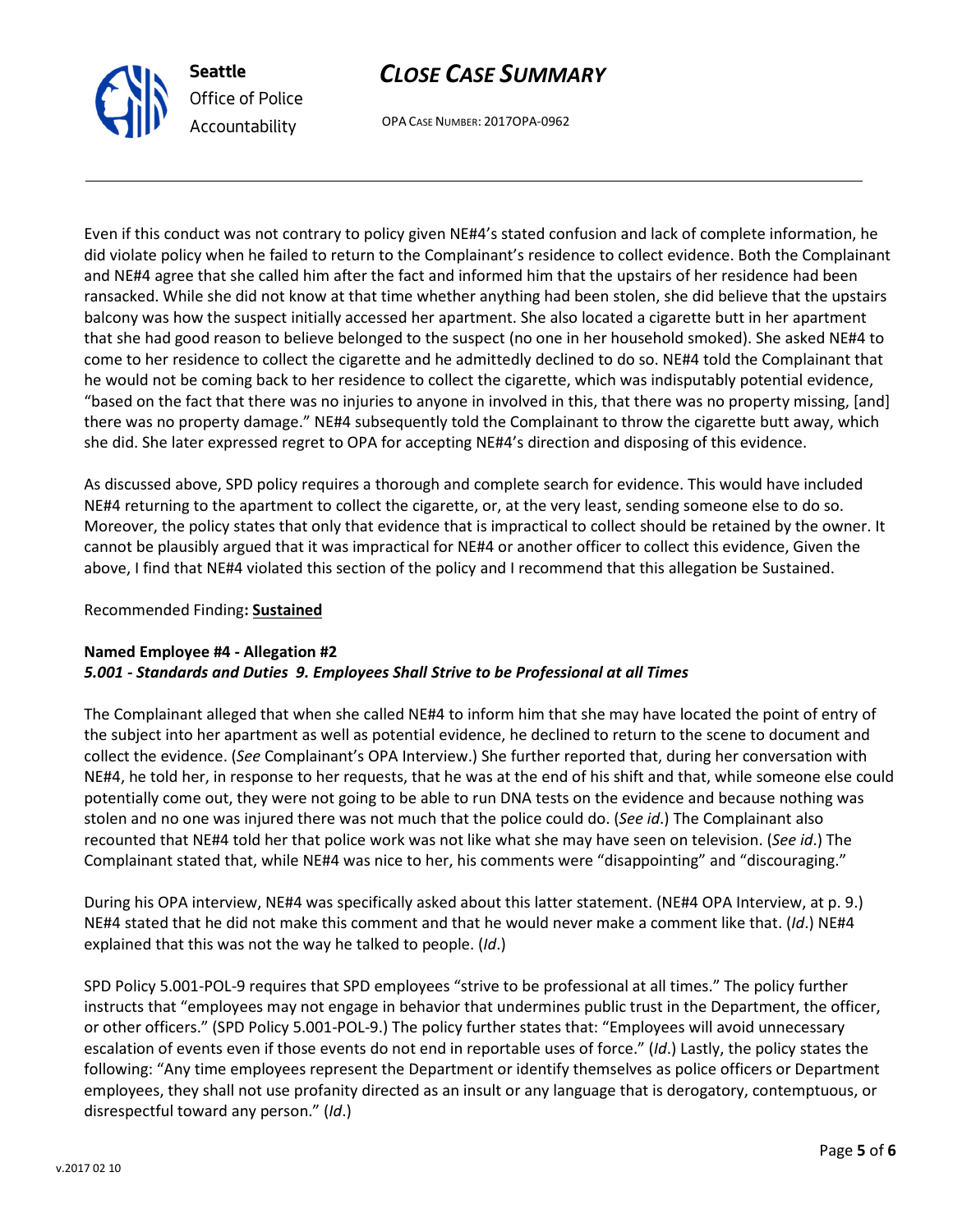Even if this conduct was not contrary to policy given NE#4's stated confusion and lack of complete information, he did violate policy when he failed to return to the Complainant's residence to collect evidence. Both the Complainant and NE#4 agree that she called him after the fact and informed him that the upstairs of her residence had been ransacked. While she did not know at that time whether anything had been stolen, she did believe that the upstairs balcony was how the suspect initially accessed her apartment. She also located a cigarette butt in her apartment that she had good reason to believe belonged to the suspect (no one in her household smoked). She asked NE#4 to come to her residence to collect the cigarette and he admittedly declined to do so. NE#4 told the Complainant that he would not be coming back to her residence to collect the cigarette, which was indisputably potential evidence, "based on the fact that there was no injuries to anyone in involved in this, that there was no property missing, [and] there was no property damage." NE#4 subsequently told the Complainant to throw the cigarette butt away, which she did. She later expressed regret to OPA for accepting NE#4's direction and disposing of this evidence.

As discussed above, SPD policy requires a thorough and complete search for evidence. This would have included NE#4 returning to the apartment to collect the cigarette, or, at the very least, sending someone else to do so. Moreover, the policy states that only that evidence that is impractical to collect should be retained by the owner. It cannot be plausibly argued that it was impractical for NE#4 or another officer to collect this evidence, Given the above, I find that NE#4 violated this section of the policy and I recommend that this allegation be Sustained.

Recommended Finding**: Sustained**

**Named Employee #4 - Allegation #2**
***5.001 - Standards and Duties 9. Employees Shall Strive to be Professional at all Times***

The Complainant alleged that when she called NE#4 to inform him that she may have located the point of entry of the subject into her apartment as well as potential evidence, he declined to return to the scene to document and collect the evidence. (*See* Complainant's OPA Interview.) She further reported that, during her conversation with NE#4, he told her, in response to her requests, that he was at the end of his shift and that, while someone else could potentially come out, they were not going to be able to run DNA tests on the evidence and because nothing was stolen and no one was injured there was not much that the police could do. (*See id*.) The Complainant also recounted that NE#4 told her that police work was not like what she may have seen on television. (*See id*.) The Complainant stated that, while NE#4 was nice to her, his comments were "disappointing" and "discouraging."

During his OPA interview, NE#4 was specifically asked about this latter statement. (NE#4 OPA Interview, at p. 9.) NE#4 stated that he did not make this comment and that he would never make a comment like that. (*Id*.) NE#4 explained that this was not the way he talked to people. (*Id*.)

SPD Policy 5.001-POL-9 requires that SPD employees "strive to be professional at all times." The policy further instructs that "employees may not engage in behavior that undermines public trust in the Department, the officer, or other officers." (SPD Policy 5.001-POL-9.) The policy further states that: "Employees will avoid unnecessary escalation of events even if those events do not end in reportable uses of force." (*Id*.) Lastly, the policy states the following: "Any time employees represent the Department or identify themselves as police officers or Department employees, they shall not use profanity directed as an insult or any language that is derogatory, contemptuous, or disrespectful toward any person." (*Id*.)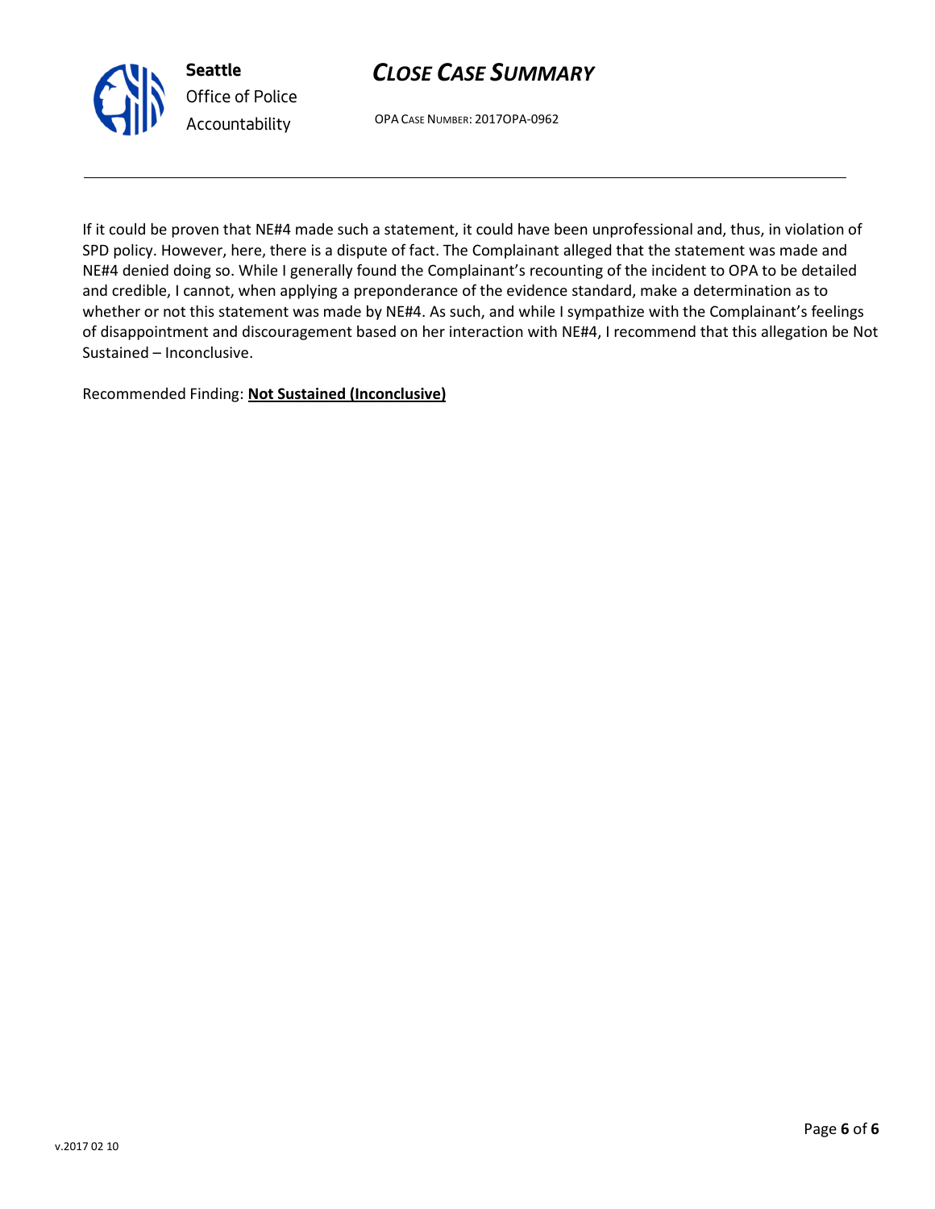If it could be proven that NE#4 made such a statement, it could have been unprofessional and, thus, in violation of SPD policy. However, here, there is a dispute of fact. The Complainant alleged that the statement was made and NE#4 denied doing so. While I generally found the Complainant's recounting of the incident to OPA to be detailed and credible, I cannot, when applying a preponderance of the evidence standard, make a determination as to whether or not this statement was made by NE#4. As such, and while I sympathize with the Complainant's feelings of disappointment and discouragement based on her interaction with NE#4, I recommend that this allegation be Not Sustained – Inconclusive.

Recommended Finding: **Not Sustained (Inconclusive)**